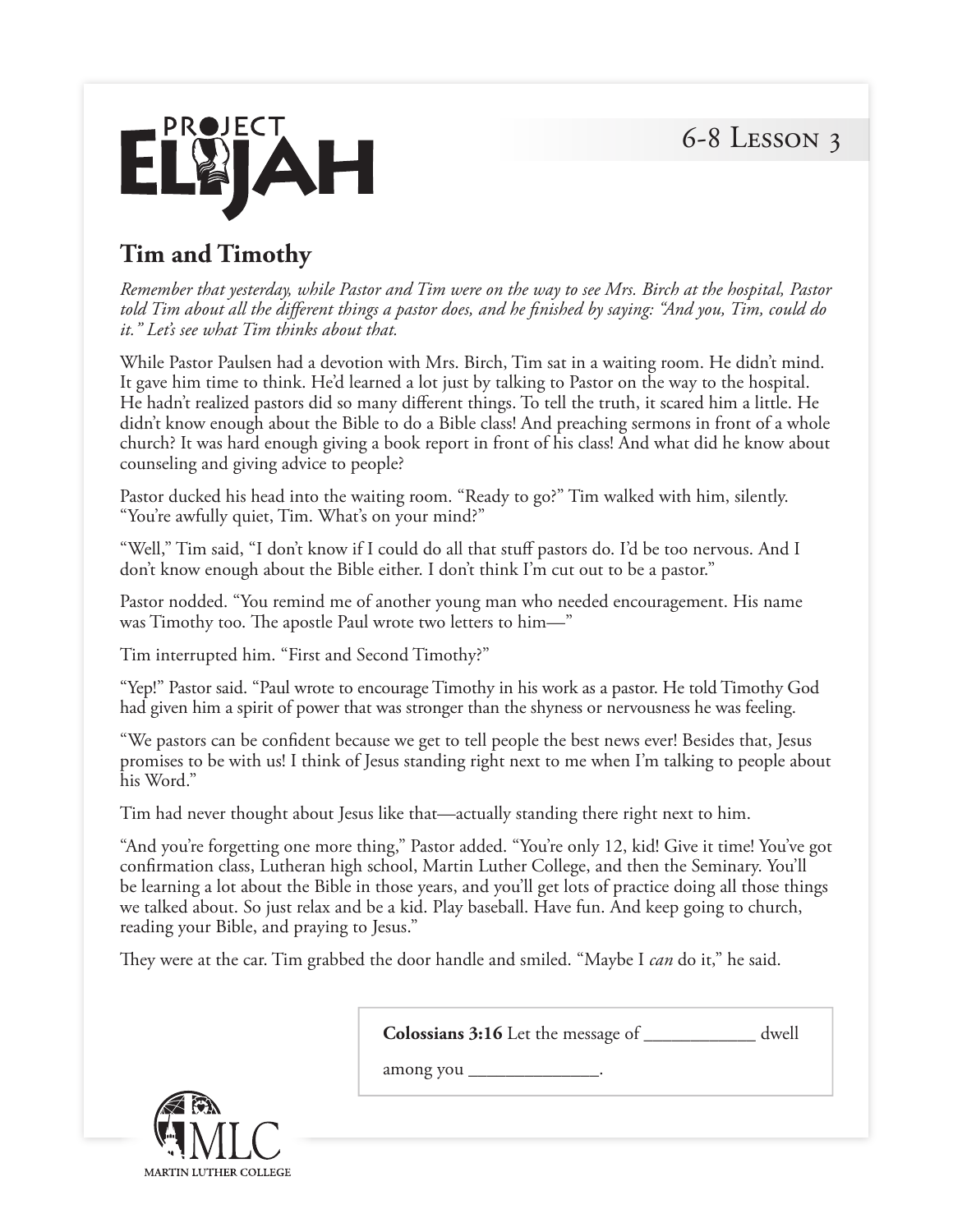PROJECT ELIJAH

6-8 Lesson 3

## Tim and Timothy

*Remember that yesterday, while Pastor and Tim were on the way to see Mrs. Birch at the hospital, Pastor told Tim about all the different things a pastor does, and he finished by saying: "And you, Tim, could do it." Let's see what Tim thinks about that.*

While Pastor Paulsen had a devotion with Mrs. Birch, Tim sat in a waiting room. He didn't mind. It gave him time to think. He'd learned a lot just by talking to Pastor on the way to the hospital. He hadn't realized pastors did so many different things. To tell the truth, it scared him a little. He didn't know enough about the Bible to do a Bible class! And preaching sermons in front of a whole church? It was hard enough giving a book report in front of his class! And what did he know about counseling and giving advice to people?

Pastor ducked his head into the waiting room. "Ready to go?" Tim walked with him, silently. "You're awfully quiet, Tim. What's on your mind?"

"Well," Tim said, "I don't know if I could do all that stuff pastors do. I'd be too nervous. And I don't know enough about the Bible either. I don't think I'm cut out to be a pastor."

Pastor nodded. "You remind me of another young man who needed encouragement. His name was Timothy too. The apostle Paul wrote two letters to him—"

Tim interrupted him. "First and Second Timothy?"

"Yep!" Pastor said. "Paul wrote to encourage Timothy in his work as a pastor. He told Timothy God had given him a spirit of power that was stronger than the shyness or nervousness he was feeling.

"We pastors can be confident because we get to tell people the best news ever! Besides that, Jesus promises to be with us! I think of Jesus standing right next to me when I'm talking to people about his Word."

Tim had never thought about Jesus like that—actually standing there right next to him.

"And you're forgetting one more thing," Pastor added. "You're only 12, kid! Give it time! You've got confirmation class, Lutheran high school, Martin Luther College, and then the Seminary. You'll be learning a lot about the Bible in those years, and you'll get lots of practice doing all those things we talked about. So just relax and be a kid. Play baseball. Have fun. And keep going to church, reading your Bible, and praying to Jesus."

They were at the car. Tim grabbed the door handle and smiled. "Maybe I *can* do it," he said.

**Colossians 3:16** Let the message of ____________ dwell among you ______________.

MLC
MARTIN LUTHER COLLEGE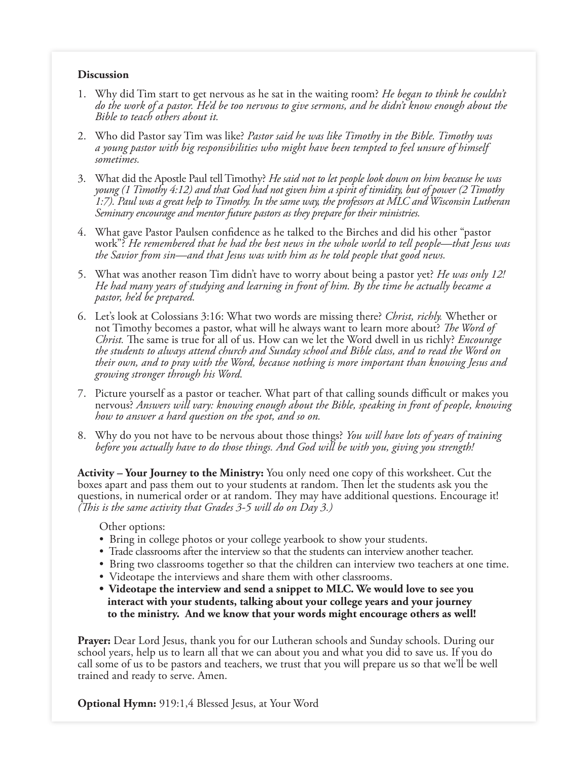**Discussion**

1. Why did Tim start to get nervous as he sat in the waiting room? *He began to think he couldn't do the work of a pastor. He'd be too nervous to give sermons, and he didn't know enough about the Bible to teach others about it.*
2. Who did Pastor say Tim was like? *Pastor said he was like Timothy in the Bible. Timothy was a young pastor with big responsibilities who might have been tempted to feel unsure of himself sometimes.*
3. What did the Apostle Paul tell Timothy? *He said not to let people look down on him because he was young (1 Timothy 4:12) and that God had not given him a spirit of timidity, but of power (2 Timothy 1:7). Paul was a great help to Timothy. In the same way, the professors at MLC and Wisconsin Lutheran Seminary encourage and mentor future pastors as they prepare for their ministries.*
4. What gave Pastor Paulsen confidence as he talked to the Birches and did his other "pastor work"? *He remembered that he had the best news in the whole world to tell people—that Jesus was the Savior from sin—and that Jesus was with him as he told people that good news.*
5. What was another reason Tim didn't have to worry about being a pastor yet? *He was only 12! He had many years of studying and learning in front of him. By the time he actually became a pastor, he'd be prepared.*
6. Let's look at Colossians 3:16: What two words are missing there? *Christ, richly.* Whether or not Timothy becomes a pastor, what will he always want to learn more about? *The Word of Christ.* The same is true for all of us. How can we let the Word dwell in us richly? *Encourage the students to always attend church and Sunday school and Bible class, and to read the Word on their own, and to pray with the Word, because nothing is more important than knowing Jesus and growing stronger through his Word.*
7. Picture yourself as a pastor or teacher. What part of that calling sounds difficult or makes you nervous? *Answers will vary: knowing enough about the Bible, speaking in front of people, knowing how to answer a hard question on the spot, and so on.*
8. Why do you not have to be nervous about those things? *You will have lots of years of training before you actually have to do those things. And God will be with you, giving you strength!*

**Activity – Your Journey to the Ministry:** You only need one copy of this worksheet. Cut the boxes apart and pass them out to your students at random. Then let the students ask you the questions, in numerical order or at random. They may have additional questions. Encourage it! *(This is the same activity that Grades 3-5 will do on Day 3.)*

Other options:

- Bring in college photos or your college yearbook to show your students.
- Trade classrooms after the interview so that the students can interview another teacher.
- Bring two classrooms together so that the children can interview two teachers at one time.
- Videotape the interviews and share them with other classrooms.
- **Videotape the interview and send a snippet to MLC. We would love to see you interact with your students, talking about your college years and your journey to the ministry. And we know that your words might encourage others as well!**

**Prayer:** Dear Lord Jesus, thank you for our Lutheran schools and Sunday schools. During our school years, help us to learn all that we can about you and what you did to save us. If you do call some of us to be pastors and teachers, we trust that you will prepare us so that we'll be well trained and ready to serve. Amen.

**Optional Hymn:** 919:1,4 Blessed Jesus, at Your Word